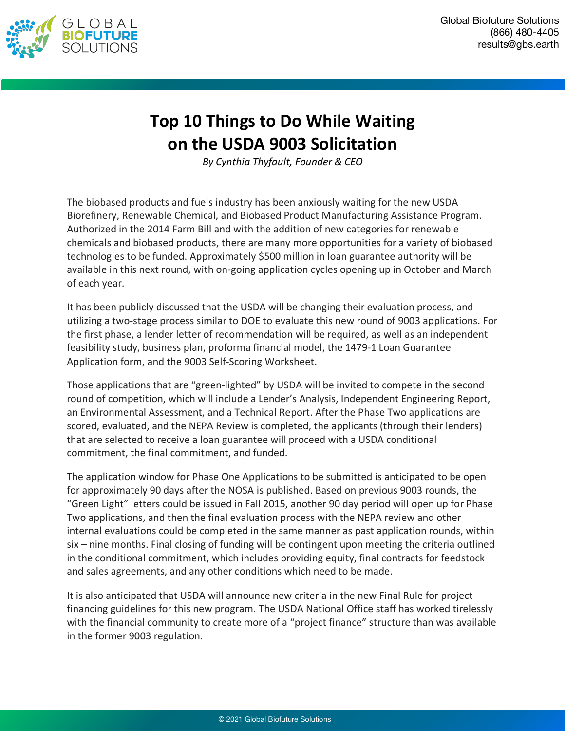# Top 10 Things to Do While Waiting on the USDA 9003 Solicitation

*By Cynthia Thyfault, Founder & CEO*

The biobased products and fuels industry has been anxiously waiting for the new USDA Biorefinery, Renewable Chemical, and Biobased Product Manufacturing Assistance Program. Authorized in the 2014 Farm Bill and with the addition of new categories for renewable chemicals and biobased products, there are many more opportunities for a variety of biobased technologies to be funded. Approximately $500 million in loan guarantee authority will be available in this next round, with on-going application cycles opening up in October and March of each year.

It has been publicly discussed that the USDA will be changing their evaluation process, and utilizing a two-stage process similar to DOE to evaluate this new round of 9003 applications. For the first phase, a lender letter of recommendation will be required, as well as an independent feasibility study, business plan, proforma financial model, the 1479-1 Loan Guarantee Application form, and the 9003 Self-Scoring Worksheet.

Those applications that are "green-lighted" by USDA will be invited to compete in the second round of competition, which will include a Lender's Analysis, Independent Engineering Report, an Environmental Assessment, and a Technical Report. After the Phase Two applications are scored, evaluated, and the NEPA Review is completed, the applicants (through their lenders) that are selected to receive a loan guarantee will proceed with a USDA conditional commitment, the final commitment, and funded.

The application window for Phase One Applications to be submitted is anticipated to be open for approximately 90 days after the NOSA is published. Based on previous 9003 rounds, the "Green Light" letters could be issued in Fall 2015, another 90 day period will open up for Phase Two applications, and then the final evaluation process with the NEPA review and other internal evaluations could be completed in the same manner as past application rounds, within six – nine months. Final closing of funding will be contingent upon meeting the criteria outlined in the conditional commitment, which includes providing equity, final contracts for feedstock and sales agreements, and any other conditions which need to be made.

It is also anticipated that USDA will announce new criteria in the new Final Rule for project financing guidelines for this new program. The USDA National Office staff has worked tirelessly with the financial community to create more of a "project finance" structure than was available in the former 9003 regulation.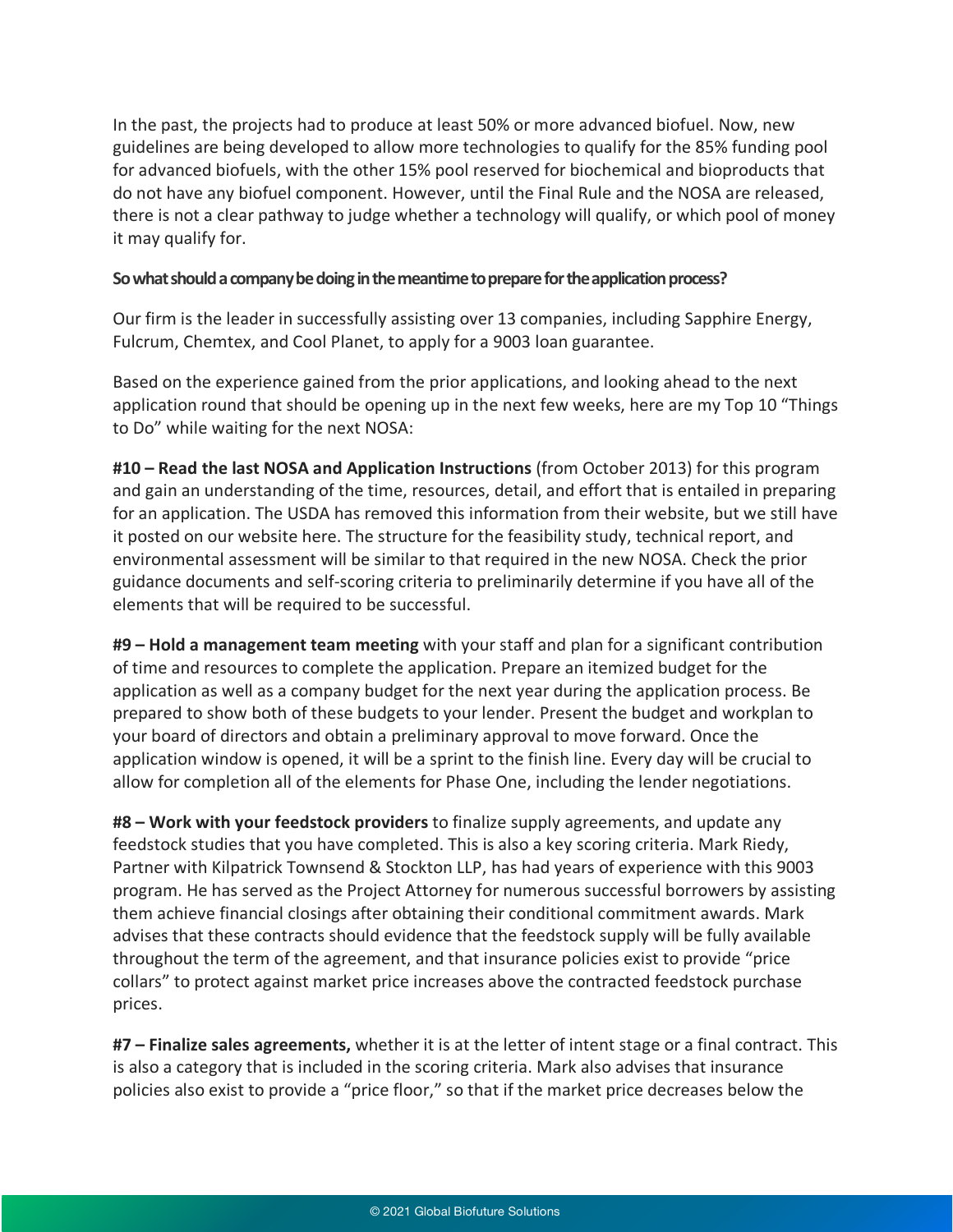In the past, the projects had to produce at least 50% or more advanced biofuel. Now, new guidelines are being developed to allow more technologies to qualify for the 85% funding pool for advanced biofuels, with the other 15% pool reserved for biochemical and bioproducts that do not have any biofuel component. However, until the Final Rule and the NOSA are released, there is not a clear pathway to judge whether a technology will qualify, or which pool of money it may qualify for.

**So what should a company be doing in the meantime to prepare for the application process?**

Our firm is the leader in successfully assisting over 13 companies, including Sapphire Energy, Fulcrum, Chemtex, and Cool Planet, to apply for a 9003 loan guarantee.

Based on the experience gained from the prior applications, and looking ahead to the next application round that should be opening up in the next few weeks, here are my Top 10 "Things to Do" while waiting for the next NOSA:

**#10 – Read the last NOSA and Application Instructions** (from October 2013) for this program and gain an understanding of the time, resources, detail, and effort that is entailed in preparing for an application. The USDA has removed this information from their website, but we still have it posted on our website here. The structure for the feasibility study, technical report, and environmental assessment will be similar to that required in the new NOSA. Check the prior guidance documents and self-scoring criteria to preliminarily determine if you have all of the elements that will be required to be successful.

**#9 – Hold a management team meeting** with your staff and plan for a significant contribution of time and resources to complete the application. Prepare an itemized budget for the application as well as a company budget for the next year during the application process. Be prepared to show both of these budgets to your lender. Present the budget and workplan to your board of directors and obtain a preliminary approval to move forward. Once the application window is opened, it will be a sprint to the finish line. Every day will be crucial to allow for completion all of the elements for Phase One, including the lender negotiations.

**#8 – Work with your feedstock providers** to finalize supply agreements, and update any feedstock studies that you have completed. This is also a key scoring criteria. Mark Riedy, Partner with Kilpatrick Townsend & Stockton LLP, has had years of experience with this 9003 program. He has served as the Project Attorney for numerous successful borrowers by assisting them achieve financial closings after obtaining their conditional commitment awards. Mark advises that these contracts should evidence that the feedstock supply will be fully available throughout the term of the agreement, and that insurance policies exist to provide "price collars" to protect against market price increases above the contracted feedstock purchase prices.

**#7 – Finalize sales agreements,** whether it is at the letter of intent stage or a final contract. This is also a category that is included in the scoring criteria. Mark also advises that insurance policies also exist to provide a "price floor," so that if the market price decreases below the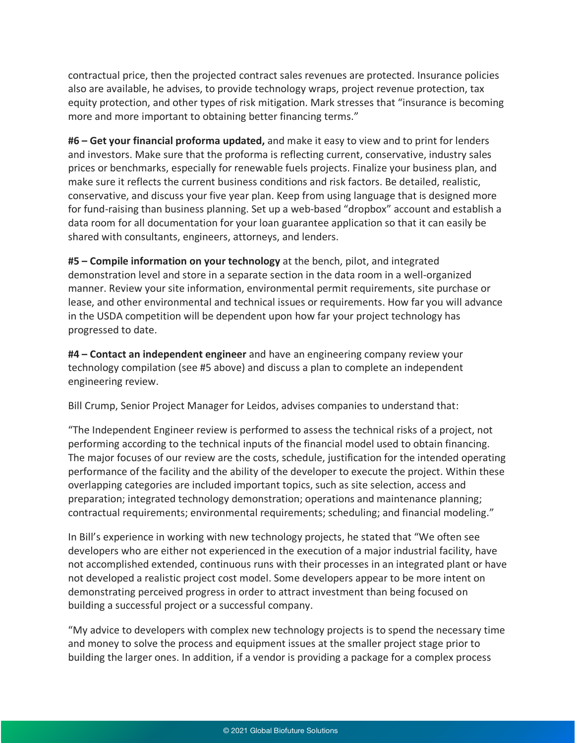contractual price, then the projected contract sales revenues are protected. Insurance policies also are available, he advises, to provide technology wraps, project revenue protection, tax equity protection, and other types of risk mitigation. Mark stresses that "insurance is becoming more and more important to obtaining better financing terms."

**#6 – Get your financial proforma updated,** and make it easy to view and to print for lenders and investors. Make sure that the proforma is reflecting current, conservative, industry sales prices or benchmarks, especially for renewable fuels projects. Finalize your business plan, and make sure it reflects the current business conditions and risk factors. Be detailed, realistic, conservative, and discuss your five year plan. Keep from using language that is designed more for fund-raising than business planning. Set up a web-based "dropbox" account and establish a data room for all documentation for your loan guarantee application so that it can easily be shared with consultants, engineers, attorneys, and lenders.

**#5 – Compile information on your technology** at the bench, pilot, and integrated demonstration level and store in a separate section in the data room in a well-organized manner. Review your site information, environmental permit requirements, site purchase or lease, and other environmental and technical issues or requirements. How far you will advance in the USDA competition will be dependent upon how far your project technology has progressed to date.

**#4 – Contact an independent engineer** and have an engineering company review your technology compilation (see #5 above) and discuss a plan to complete an independent engineering review.

Bill Crump, Senior Project Manager for Leidos, advises companies to understand that:

"The Independent Engineer review is performed to assess the technical risks of a project, not performing according to the technical inputs of the financial model used to obtain financing. The major focuses of our review are the costs, schedule, justification for the intended operating performance of the facility and the ability of the developer to execute the project. Within these overlapping categories are included important topics, such as site selection, access and preparation; integrated technology demonstration; operations and maintenance planning; contractual requirements; environmental requirements; scheduling; and financial modeling."

In Bill's experience in working with new technology projects, he stated that "We often see developers who are either not experienced in the execution of a major industrial facility, have not accomplished extended, continuous runs with their processes in an integrated plant or have not developed a realistic project cost model. Some developers appear to be more intent on demonstrating perceived progress in order to attract investment than being focused on building a successful project or a successful company.

"My advice to developers with complex new technology projects is to spend the necessary time and money to solve the process and equipment issues at the smaller project stage prior to building the larger ones. In addition, if a vendor is providing a package for a complex process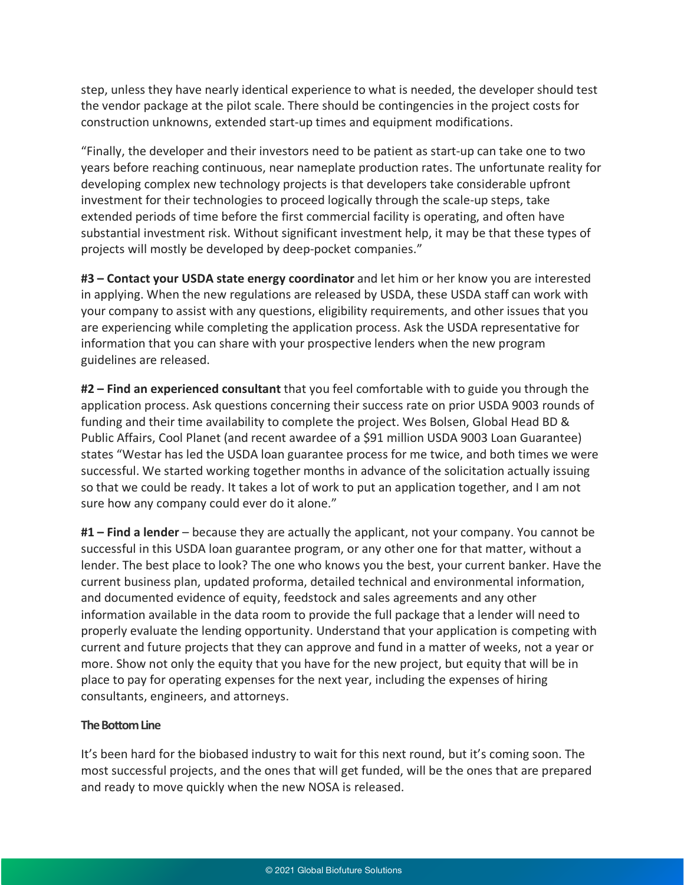step, unless they have nearly identical experience to what is needed, the developer should test the vendor package at the pilot scale. There should be contingencies in the project costs for construction unknowns, extended start-up times and equipment modifications.

"Finally, the developer and their investors need to be patient as start-up can take one to two years before reaching continuous, near nameplate production rates. The unfortunate reality for developing complex new technology projects is that developers take considerable upfront investment for their technologies to proceed logically through the scale-up steps, take extended periods of time before the first commercial facility is operating, and often have substantial investment risk. Without significant investment help, it may be that these types of projects will mostly be developed by deep-pocket companies."

**#3 – Contact your USDA state energy coordinator** and let him or her know you are interested in applying. When the new regulations are released by USDA, these USDA staff can work with your company to assist with any questions, eligibility requirements, and other issues that you are experiencing while completing the application process. Ask the USDA representative for information that you can share with your prospective lenders when the new program guidelines are released.

**#2 – Find an experienced consultant** that you feel comfortable with to guide you through the application process. Ask questions concerning their success rate on prior USDA 9003 rounds of funding and their time availability to complete the project. Wes Bolsen, Global Head BD & Public Affairs, Cool Planet (and recent awardee of a $91 million USDA 9003 Loan Guarantee) states "Westar has led the USDA loan guarantee process for me twice, and both times we were successful. We started working together months in advance of the solicitation actually issuing so that we could be ready. It takes a lot of work to put an application together, and I am not sure how any company could ever do it alone."

**#1 – Find a lender** – because they are actually the applicant, not your company. You cannot be successful in this USDA loan guarantee program, or any other one for that matter, without a lender. The best place to look? The one who knows you the best, your current banker. Have the current business plan, updated proforma, detailed technical and environmental information, and documented evidence of equity, feedstock and sales agreements and any other information available in the data room to provide the full package that a lender will need to properly evaluate the lending opportunity. Understand that your application is competing with current and future projects that they can approve and fund in a matter of weeks, not a year or more. Show not only the equity that you have for the new project, but equity that will be in place to pay for operating expenses for the next year, including the expenses of hiring consultants, engineers, and attorneys.

**The Bottom Line**

It's been hard for the biobased industry to wait for this next round, but it's coming soon. The most successful projects, and the ones that will get funded, will be the ones that are prepared and ready to move quickly when the new NOSA is released.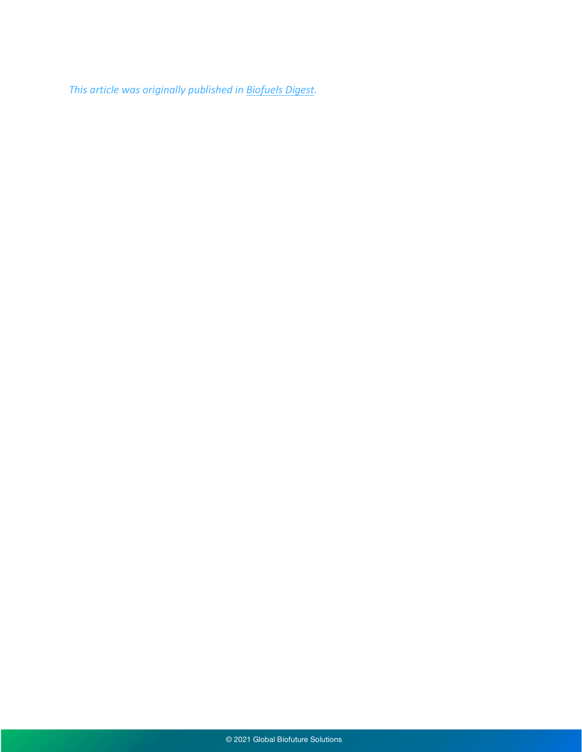*This article was originally published in [Biofuels Digest](Biofuels Digest).*